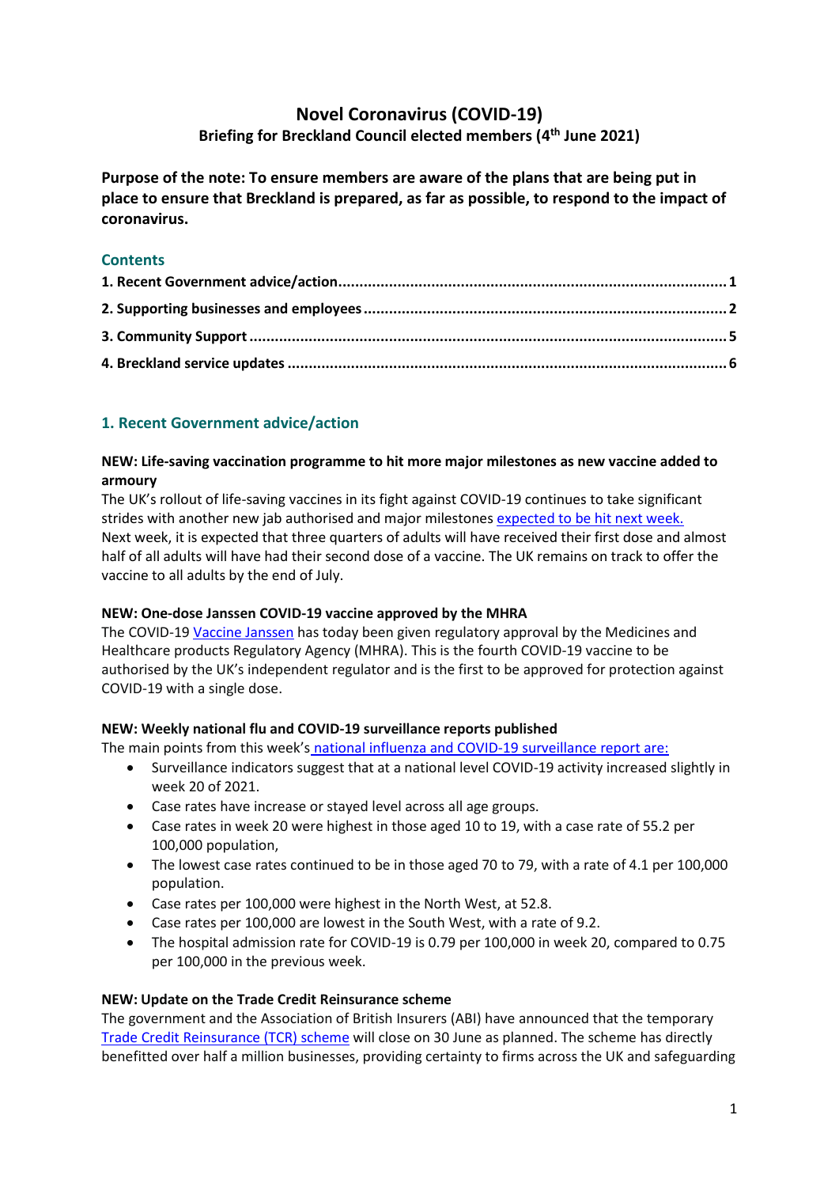# Novel Coronavirus (COVID-19)

**Briefing for Breckland Council elected members (4th June 2021)**

**Purpose of the note: To ensure members are aware of the plans that are being put in place to ensure that Breckland is prepared, as far as possible, to respond to the impact of coronavirus.**

## Contents

1. Recent Government advice/action ........ 1
2. Supporting businesses and employees ........ 2
3. Community Support ........ 5
4. Breckland service updates ........ 6

## 1. Recent Government advice/action

**NEW: Life-saving vaccination programme to hit more major milestones as new vaccine added to armoury**

The UK's rollout of life-saving vaccines in its fight against COVID-19 continues to take significant strides with another new jab authorised and major milestones expected to be hit next week. Next week, it is expected that three quarters of adults will have received their first dose and almost half of all adults will have had their second dose of a vaccine. The UK remains on track to offer the vaccine to all adults by the end of July.

**NEW: One-dose Janssen COVID-19 vaccine approved by the MHRA**

The COVID-19 Vaccine Janssen has today been given regulatory approval by the Medicines and Healthcare products Regulatory Agency (MHRA). This is the fourth COVID-19 vaccine to be authorised by the UK's independent regulator and is the first to be approved for protection against COVID-19 with a single dose.

**NEW: Weekly national flu and COVID-19 surveillance reports published**

The main points from this week's national influenza and COVID-19 surveillance report are:

- Surveillance indicators suggest that at a national level COVID-19 activity increased slightly in week 20 of 2021.
- Case rates have increase or stayed level across all age groups.
- Case rates in week 20 were highest in those aged 10 to 19, with a case rate of 55.2 per 100,000 population,
- The lowest case rates continued to be in those aged 70 to 79, with a rate of 4.1 per 100,000 population.
- Case rates per 100,000 were highest in the North West, at 52.8.
- Case rates per 100,000 are lowest in the South West, with a rate of 9.2.
- The hospital admission rate for COVID-19 is 0.79 per 100,000 in week 20, compared to 0.75 per 100,000 in the previous week.

**NEW: Update on the Trade Credit Reinsurance scheme**

The government and the Association of British Insurers (ABI) have announced that the temporary Trade Credit Reinsurance (TCR) scheme will close on 30 June as planned. The scheme has directly benefitted over half a million businesses, providing certainty to firms across the UK and safeguarding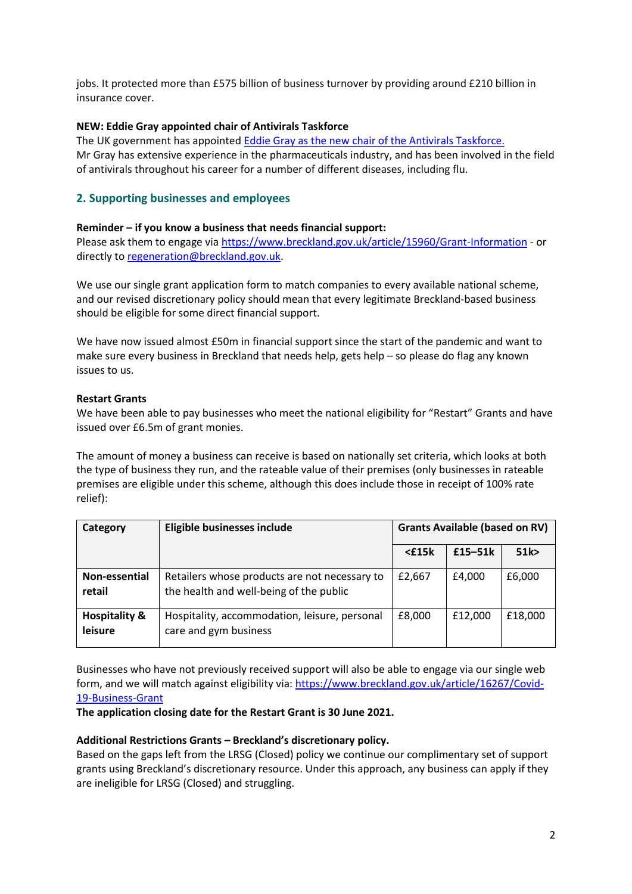jobs. It protected more than £575 billion of business turnover by providing around £210 billion in insurance cover.

**NEW: Eddie Gray appointed chair of Antivirals Taskforce**

The UK government has appointed [Eddie Gray as the new chair of the Antivirals Taskforce.](#) Mr Gray has extensive experience in the pharmaceuticals industry, and has been involved in the field of antivirals throughout his career for a number of different diseases, including flu.

## 2. Supporting businesses and employees

**Reminder – if you know a business that needs financial support:**

Please ask them to engage via [https://www.breckland.gov.uk/article/15960/Grant-Information](https://www.breckland.gov.uk/article/15960/Grant-Information) - or directly to [regeneration@breckland.gov.uk](mailto:regeneration@breckland.gov.uk).

We use our single grant application form to match companies to every available national scheme, and our revised discretionary policy should mean that every legitimate Breckland-based business should be eligible for some direct financial support.

We have now issued almost £50m in financial support since the start of the pandemic and want to make sure every business in Breckland that needs help, gets help – so please do flag any known issues to us.

**Restart Grants**

We have been able to pay businesses who meet the national eligibility for "Restart" Grants and have issued over £6.5m of grant monies.

The amount of money a business can receive is based on nationally set criteria, which looks at both the type of business they run, and the rateable value of their premises (only businesses in rateable premises are eligible under this scheme, although this does include those in receipt of 100% rate relief):

| Category | Eligible businesses include | Grants Available (based on RV) | | |
|---|---|---|---|---|
| | | <£15k | £15–51k | 51k> |
| **Non-essential retail** | Retailers whose products are not necessary to the health and well-being of the public | £2,667 | £4,000 | £6,000 |
| **Hospitality & leisure** | Hospitality, accommodation, leisure, personal care and gym business | £8,000 | £12,000 | £18,000 |

Businesses who have not previously received support will also be able to engage via our single web form, and we will match against eligibility via: [https://www.breckland.gov.uk/article/16267/Covid-19-Business-Grant](https://www.breckland.gov.uk/article/16267/Covid-19-Business-Grant)

**The application closing date for the Restart Grant is 30 June 2021.**

**Additional Restrictions Grants – Breckland's discretionary policy.**

Based on the gaps left from the LRSG (Closed) policy we continue our complimentary set of support grants using Breckland's discretionary resource. Under this approach, any business can apply if they are ineligible for LRSG (Closed) and struggling.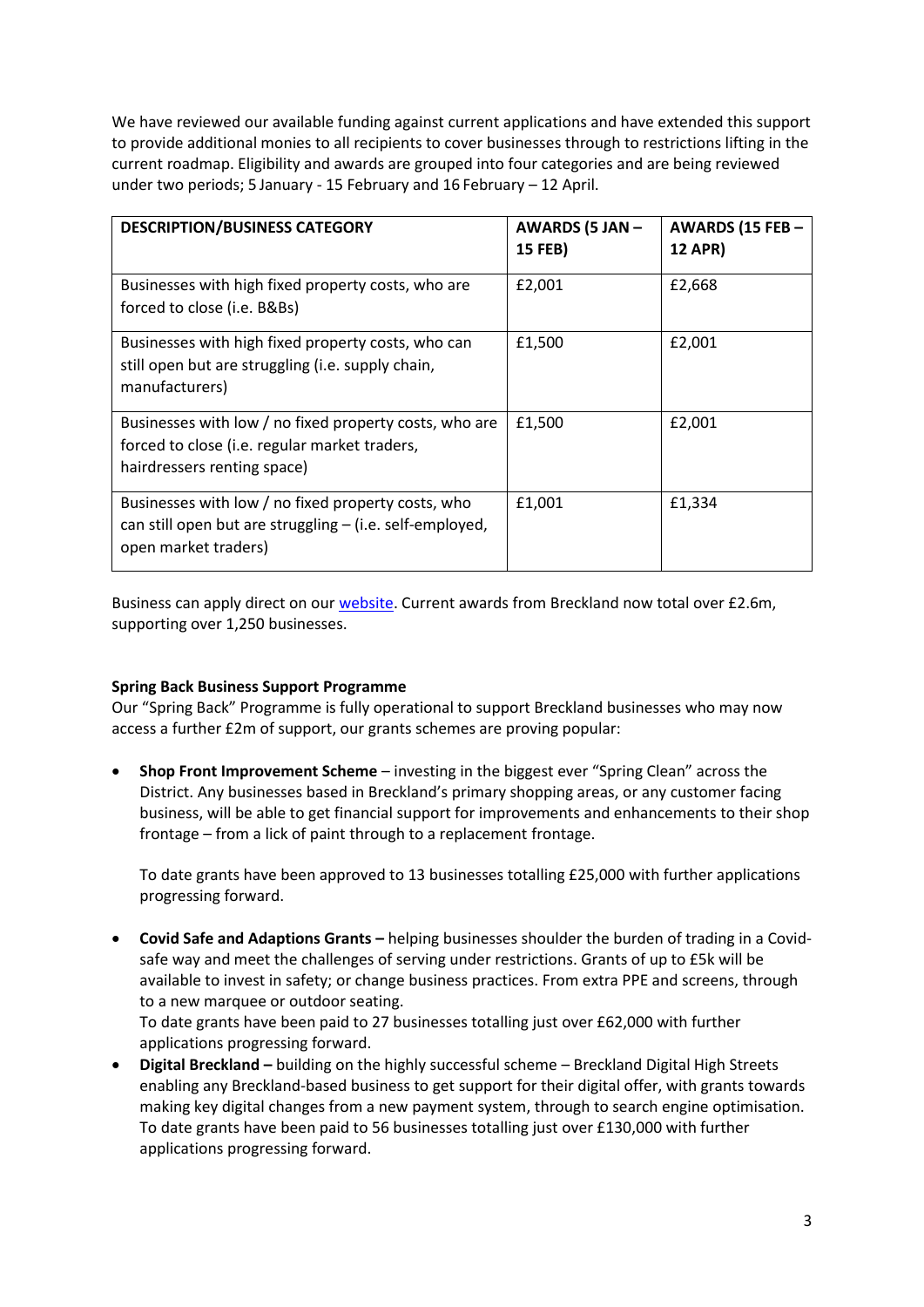We have reviewed our available funding against current applications and have extended this support to provide additional monies to all recipients to cover businesses through to restrictions lifting in the current roadmap. Eligibility and awards are grouped into four categories and are being reviewed under two periods; 5 January - 15 February and 16 February – 12 April.

| DESCRIPTION/BUSINESS CATEGORY | AWARDS (5 JAN – 15 FEB) | AWARDS (15 FEB – 12 APR) |
| --- | --- | --- |
| Businesses with high fixed property costs, who are forced to close (i.e. B&Bs) | £2,001 | £2,668 |
| Businesses with high fixed property costs, who can still open but are struggling (i.e. supply chain, manufacturers) | £1,500 | £2,001 |
| Businesses with low / no fixed property costs, who are forced to close (i.e. regular market traders, hairdressers renting space) | £1,500 | £2,001 |
| Businesses with low / no fixed property costs, who can still open but are struggling – (i.e. self-employed, open market traders) | £1,001 | £1,334 |

Business can apply direct on our website. Current awards from Breckland now total over £2.6m, supporting over 1,250 businesses.

**Spring Back Business Support Programme**

Our "Spring Back" Programme is fully operational to support Breckland businesses who may now access a further £2m of support, our grants schemes are proving popular:

- **Shop Front Improvement Scheme** – investing in the biggest ever "Spring Clean" across the District. Any businesses based in Breckland's primary shopping areas, or any customer facing business, will be able to get financial support for improvements and enhancements to their shop frontage – from a lick of paint through to a replacement frontage.

  To date grants have been approved to 13 businesses totalling £25,000 with further applications progressing forward.

- **Covid Safe and Adaptions Grants –** helping businesses shoulder the burden of trading in a Covid-safe way and meet the challenges of serving under restrictions. Grants of up to £5k will be available to invest in safety; or change business practices. From extra PPE and screens, through to a new marquee or outdoor seating.
  To date grants have been paid to 27 businesses totalling just over £62,000 with further applications progressing forward.
- **Digital Breckland –** building on the highly successful scheme – Breckland Digital High Streets enabling any Breckland-based business to get support for their digital offer, with grants towards making key digital changes from a new payment system, through to search engine optimisation. To date grants have been paid to 56 businesses totalling just over £130,000 with further applications progressing forward.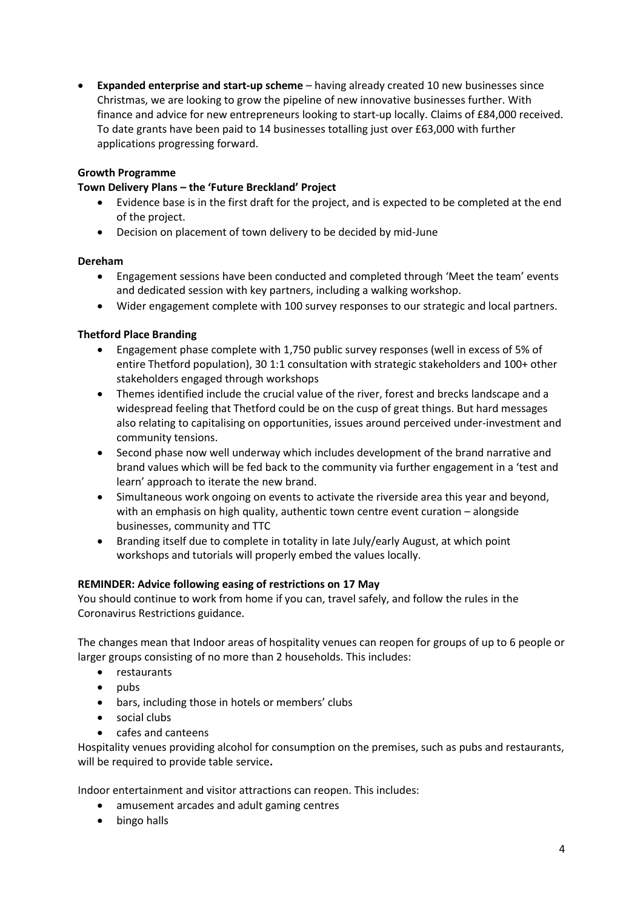- **Expanded enterprise and start-up scheme** – having already created 10 new businesses since Christmas, we are looking to grow the pipeline of new innovative businesses further. With finance and advice for new entrepreneurs looking to start-up locally. Claims of £84,000 received. To date grants have been paid to 14 businesses totalling just over £63,000 with further applications progressing forward.

**Growth Programme**

**Town Delivery Plans – the 'Future Breckland' Project**

- Evidence base is in the first draft for the project, and is expected to be completed at the end of the project.
- Decision on placement of town delivery to be decided by mid-June

**Dereham**

- Engagement sessions have been conducted and completed through 'Meet the team' events and dedicated session with key partners, including a walking workshop.
- Wider engagement complete with 100 survey responses to our strategic and local partners.

**Thetford Place Branding**

- Engagement phase complete with 1,750 public survey responses (well in excess of 5% of entire Thetford population), 30 1:1 consultation with strategic stakeholders and 100+ other stakeholders engaged through workshops
- Themes identified include the crucial value of the river, forest and brecks landscape and a widespread feeling that Thetford could be on the cusp of great things. But hard messages also relating to capitalising on opportunities, issues around perceived under-investment and community tensions.
- Second phase now well underway which includes development of the brand narrative and brand values which will be fed back to the community via further engagement in a 'test and learn' approach to iterate the new brand.
- Simultaneous work ongoing on events to activate the riverside area this year and beyond, with an emphasis on high quality, authentic town centre event curation – alongside businesses, community and TTC
- Branding itself due to complete in totality in late July/early August, at which point workshops and tutorials will properly embed the values locally.

**REMINDER: Advice following easing of restrictions on 17 May**

You should continue to work from home if you can, travel safely, and follow the rules in the Coronavirus Restrictions guidance.

The changes mean that Indoor areas of hospitality venues can reopen for groups of up to 6 people or larger groups consisting of no more than 2 households. This includes:

- restaurants
- pubs
- bars, including those in hotels or members' clubs
- social clubs
- cafes and canteens

Hospitality venues providing alcohol for consumption on the premises, such as pubs and restaurants, will be required to provide table service**.**

Indoor entertainment and visitor attractions can reopen. This includes:

- amusement arcades and adult gaming centres
- bingo halls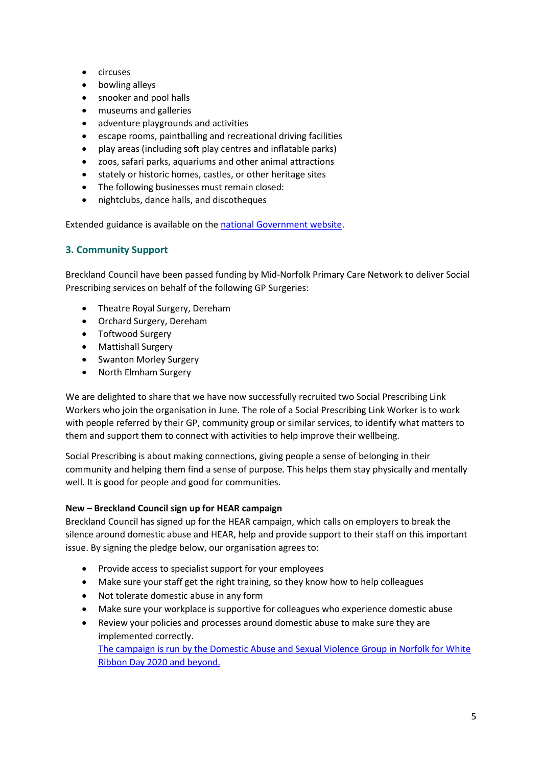- circuses
- bowling alleys
- snooker and pool halls
- museums and galleries
- adventure playgrounds and activities
- escape rooms, paintballing and recreational driving facilities
- play areas (including soft play centres and inflatable parks)
- zoos, safari parks, aquariums and other animal attractions
- stately or historic homes, castles, or other heritage sites
- The following businesses must remain closed:
- nightclubs, dance halls, and discotheques

Extended guidance is available on the [national Government website](national Government website).

## 3. Community Support

Breckland Council have been passed funding by Mid-Norfolk Primary Care Network to deliver Social Prescribing services on behalf of the following GP Surgeries:

- Theatre Royal Surgery, Dereham
- Orchard Surgery, Dereham
- Toftwood Surgery
- Mattishall Surgery
- Swanton Morley Surgery
- North Elmham Surgery

We are delighted to share that we have now successfully recruited two Social Prescribing Link Workers who join the organisation in June. The role of a Social Prescribing Link Worker is to work with people referred by their GP, community group or similar services, to identify what matters to them and support them to connect with activities to help improve their wellbeing.

Social Prescribing is about making connections, giving people a sense of belonging in their community and helping them find a sense of purpose. This helps them stay physically and mentally well. It is good for people and good for communities.

**New – Breckland Council sign up for HEAR campaign**

Breckland Council has signed up for the HEAR campaign, which calls on employers to break the silence around domestic abuse and HEAR, help and provide support to their staff on this important issue. By signing the pledge below, our organisation agrees to:

- Provide access to specialist support for your employees
- Make sure your staff get the right training, so they know how to help colleagues
- Not tolerate domestic abuse in any form
- Make sure your workplace is supportive for colleagues who experience domestic abuse
- Review your policies and processes around domestic abuse to make sure they are implemented correctly.
  The campaign is run by the Domestic Abuse and Sexual Violence Group in Norfolk for White Ribbon Day 2020 and beyond.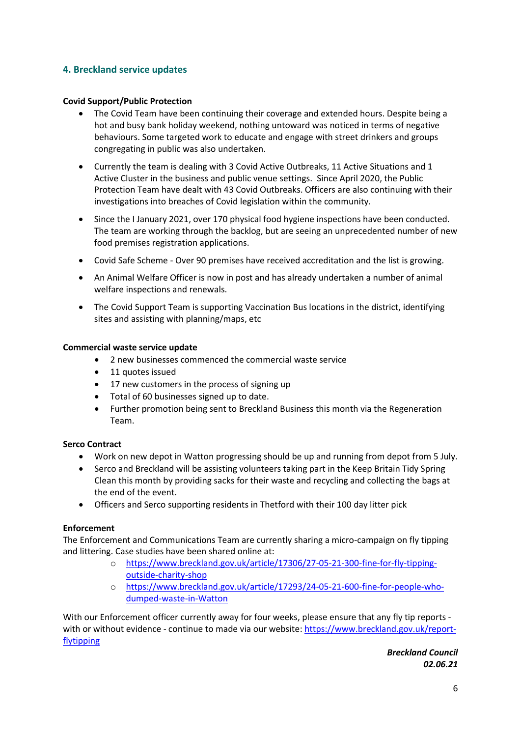## 4. Breckland service updates

**Covid Support/Public Protection**

- The Covid Team have been continuing their coverage and extended hours. Despite being a hot and busy bank holiday weekend, nothing untoward was noticed in terms of negative behaviours. Some targeted work to educate and engage with street drinkers and groups congregating in public was also undertaken.
- Currently the team is dealing with 3 Covid Active Outbreaks, 11 Active Situations and 1 Active Cluster in the business and public venue settings. Since April 2020, the Public Protection Team have dealt with 43 Covid Outbreaks. Officers are also continuing with their investigations into breaches of Covid legislation within the community.
- Since the I January 2021, over 170 physical food hygiene inspections have been conducted. The team are working through the backlog, but are seeing an unprecedented number of new food premises registration applications.
- Covid Safe Scheme - Over 90 premises have received accreditation and the list is growing.
- An Animal Welfare Officer is now in post and has already undertaken a number of animal welfare inspections and renewals.
- The Covid Support Team is supporting Vaccination Bus locations in the district, identifying sites and assisting with planning/maps, etc

**Commercial waste service update**

- 2 new businesses commenced the commercial waste service
- 11 quotes issued
- 17 new customers in the process of signing up
- Total of 60 businesses signed up to date.
- Further promotion being sent to Breckland Business this month via the Regeneration Team.

**Serco Contract**

- Work on new depot in Watton progressing should be up and running from depot from 5 July.
- Serco and Breckland will be assisting volunteers taking part in the Keep Britain Tidy Spring Clean this month by providing sacks for their waste and recycling and collecting the bags at the end of the event.
- Officers and Serco supporting residents in Thetford with their 100 day litter pick

**Enforcement**

The Enforcement and Communications Team are currently sharing a micro-campaign on fly tipping and littering. Case studies have been shared online at:

- https://www.breckland.gov.uk/article/17306/27-05-21-300-fine-for-fly-tipping-outside-charity-shop
- https://www.breckland.gov.uk/article/17293/24-05-21-600-fine-for-people-who-dumped-waste-in-Watton

With our Enforcement officer currently away for four weeks, please ensure that any fly tip reports - with or without evidence - continue to made via our website: https://www.breckland.gov.uk/report-flytipping

***Breckland Council***
***02.06.21***